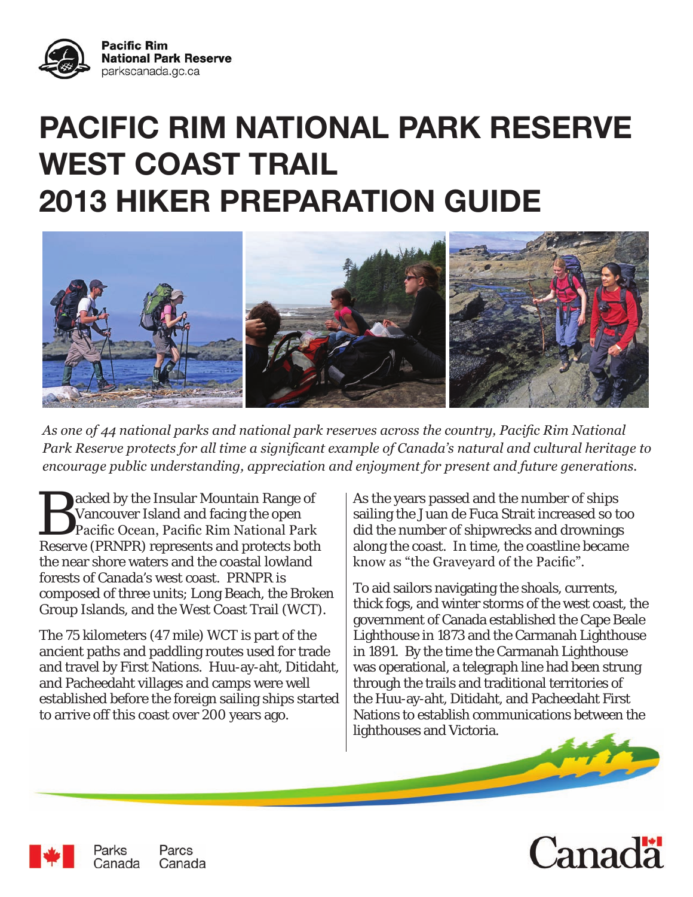Pacific Rim National Park Reserve
parkscanada.gc.ca

# PACIFIC RIM NATIONAL PARK RESERVE WEST COAST TRAIL 2013 HIKER PREPARATION GUIDE

*As one of 44 national parks and national park reserves across the country, Pacific Rim National Park Reserve protects for all time a significant example of Canada's natural and cultural heritage to encourage public understanding, appreciation and enjoyment for present and future generations.*

Backed by the Insular Mountain Range of Vancouver Island and facing the open Pacific Ocean, Pacific Rim National Park Reserve (PRNPR) represents and protects both the near shore waters and the coastal lowland forests of Canada's west coast. PRNPR is composed of three units; Long Beach, the Broken Group Islands, and the West Coast Trail (WCT).

The 75 kilometers (47 mile) WCT is part of the ancient paths and paddling routes used for trade and travel by First Nations. Huu-ay-aht, Ditidaht, and Pacheedaht villages and camps were well established before the foreign sailing ships started to arrive off this coast over 200 years ago.

As the years passed and the number of ships sailing the Juan de Fuca Strait increased so too did the number of shipwrecks and drownings along the coast. In time, the coastline became know as "the Graveyard of the Pacific".

To aid sailors navigating the shoals, currents, thick fogs, and winter storms of the west coast, the government of Canada established the Cape Beale Lighthouse in 1873 and the Carmanah Lighthouse in 1891. By the time the Carmanah Lighthouse was operational, a telegraph line had been strung through the trails and traditional territories of the Huu-ay-aht, Ditidaht, and Pacheedaht First Nations to establish communications between the lighthouses and Victoria.

Parks Canada Parcs Canada

Canada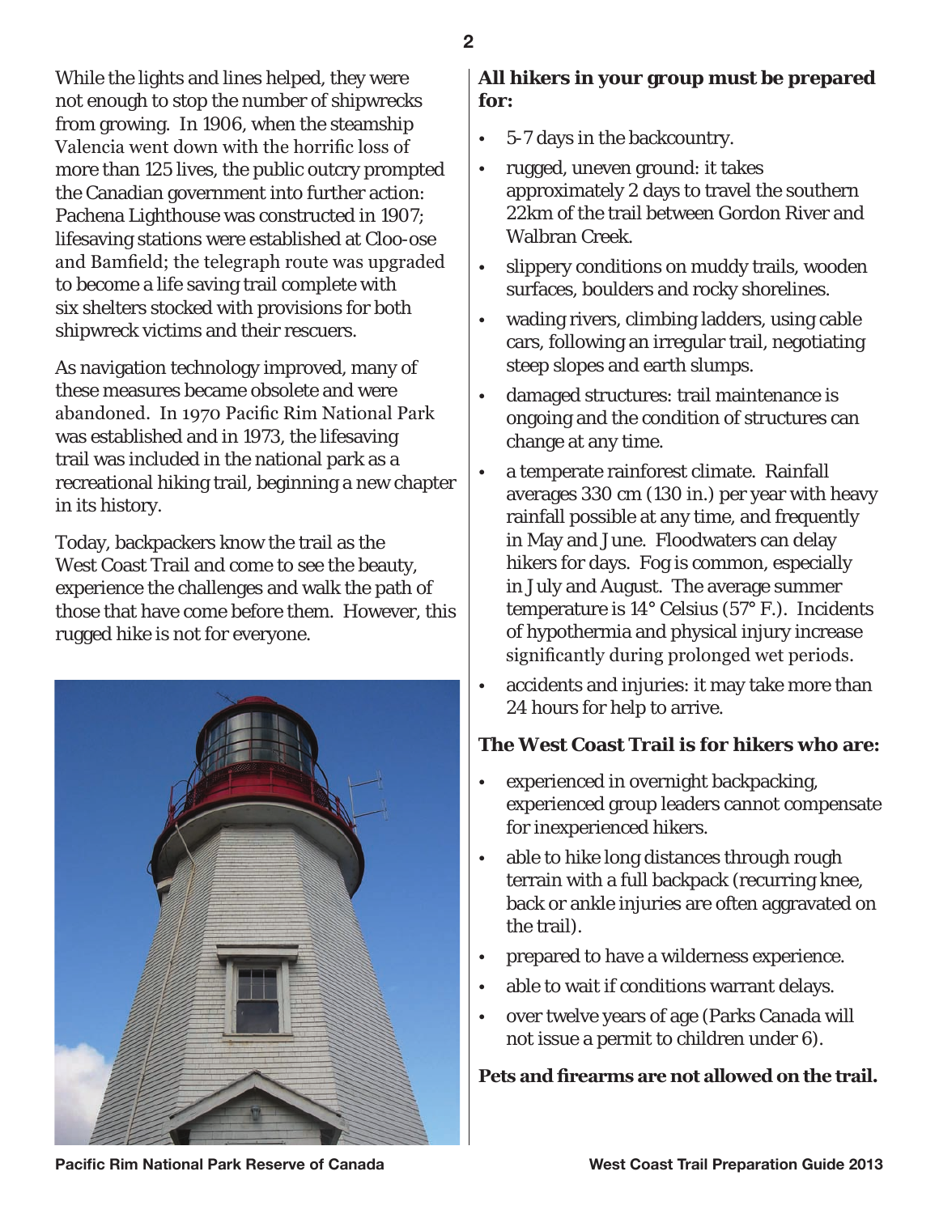While the lights and lines helped, they were not enough to stop the number of shipwrecks from growing. In 1906, when the steamship Valencia went down with the horrific loss of more than 125 lives, the public outcry prompted the Canadian government into further action: Pachena Lighthouse was constructed in 1907; lifesaving stations were established at Cloo-ose and Bamfield; the telegraph route was upgraded to become a life saving trail complete with six shelters stocked with provisions for both shipwreck victims and their rescuers.

As navigation technology improved, many of these measures became obsolete and were abandoned. In 1970 Pacific Rim National Park was established and in 1973, the lifesaving trail was included in the national park as a recreational hiking trail, beginning a new chapter in its history.

Today, backpackers know the trail as the West Coast Trail and come to see the beauty, experience the challenges and walk the path of those that have come before them. However, this rugged hike is not for everyone.

**All hikers in your group must be prepared for:**

- 5-7 days in the backcountry.
- rugged, uneven ground: it takes approximately 2 days to travel the southern 22km of the trail between Gordon River and Walbran Creek.
- slippery conditions on muddy trails, wooden surfaces, boulders and rocky shorelines.
- wading rivers, climbing ladders, using cable cars, following an irregular trail, negotiating steep slopes and earth slumps.
- damaged structures: trail maintenance is ongoing and the condition of structures can change at any time.
- a temperate rainforest climate. Rainfall averages 330 cm (130 in.) per year with heavy rainfall possible at any time, and frequently in May and June. Floodwaters can delay hikers for days. Fog is common, especially in July and August. The average summer temperature is 14° Celsius (57° F.). Incidents of hypothermia and physical injury increase significantly during prolonged wet periods.
- accidents and injuries: it may take more than 24 hours for help to arrive.

**The West Coast Trail is for hikers who are:**

- experienced in overnight backpacking, experienced group leaders cannot compensate for inexperienced hikers.
- able to hike long distances through rough terrain with a full backpack (recurring knee, back or ankle injuries are often aggravated on the trail).
- prepared to have a wilderness experience.
- able to wait if conditions warrant delays.
- over twelve years of age (Parks Canada will not issue a permit to children under 6).

**Pets and firearms are not allowed on the trail.**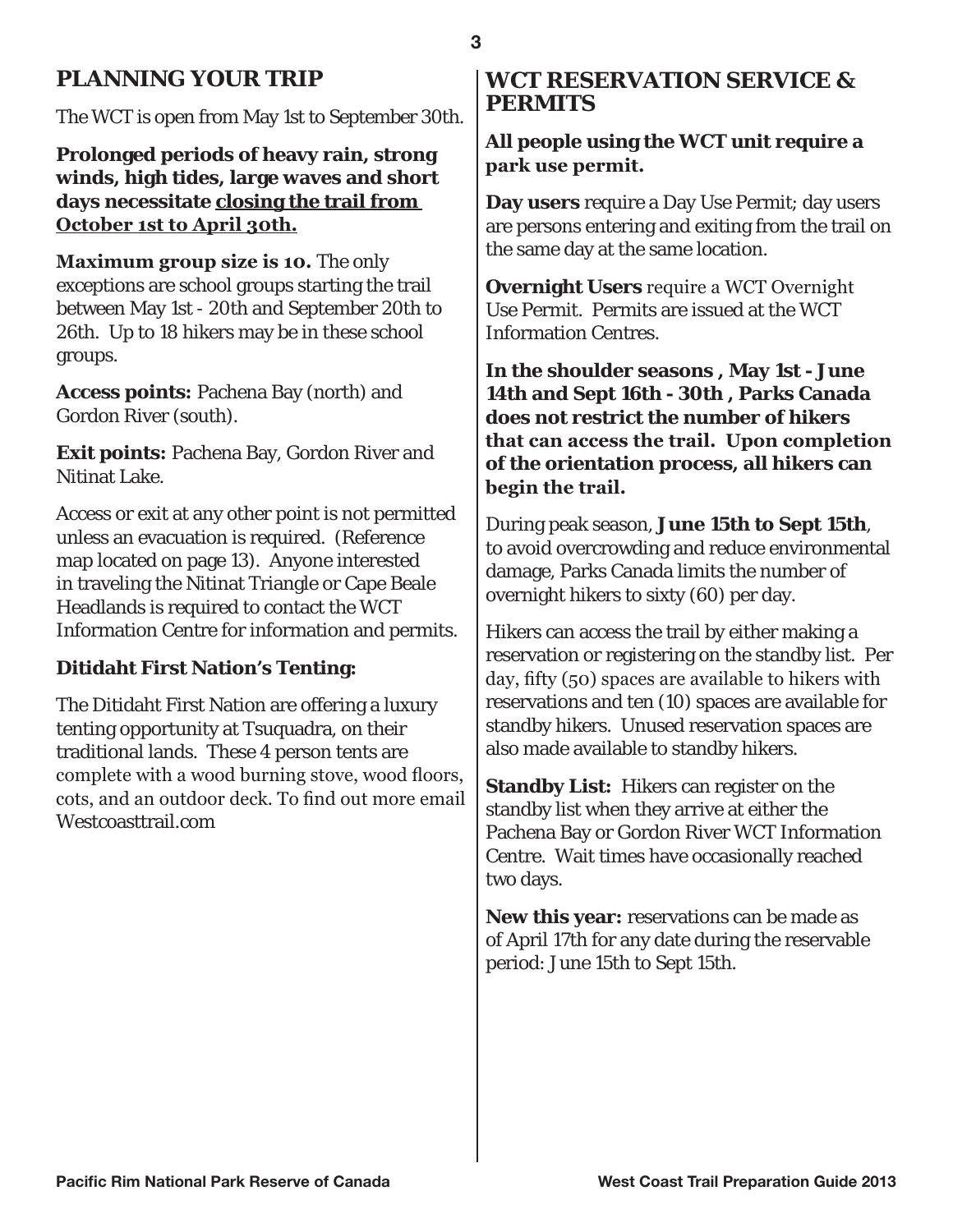## PLANNING YOUR TRIP

The WCT is open from May 1st to September 30th.

**Prolonged periods of heavy rain, strong winds, high tides, large waves and short days necessitate <u>closing the trail from October 1st to April 30th.</u>**

**Maximum group size is 10.** The only exceptions are school groups starting the trail between May 1st - 20th and September 20th to 26th. Up to 18 hikers may be in these school groups.

**Access points:** Pachena Bay (north) and Gordon River (south).

**Exit points:** Pachena Bay, Gordon River and Nitinat Lake.

Access or exit at any other point is not permitted unless an evacuation is required. (Reference map located on page 13). Anyone interested in traveling the Nitinat Triangle or Cape Beale Headlands is required to contact the WCT Information Centre for information and permits.

### Ditidaht First Nation's Tenting:

The Ditidaht First Nation are offering a luxury tenting opportunity at Tsuquadra, on their traditional lands. These 4 person tents are complete with a wood burning stove, wood floors, cots, and an outdoor deck. To find out more email Westcoasttrail.com

## WCT RESERVATION SERVICE & PERMITS

**All people using the WCT unit require a park use permit.**

**Day users** require a Day Use Permit; day users are persons entering and exiting from the trail on the same day at the same location.

**Overnight Users** require a WCT Overnight Use Permit. Permits are issued at the WCT Information Centres.

**In the shoulder seasons , May 1st - June 14th and Sept 16th - 30th , Parks Canada does not restrict the number of hikers that can access the trail. Upon completion of the orientation process, all hikers can begin the trail.**

During peak season, **June 15th to Sept 15th**, to avoid overcrowding and reduce environmental damage, Parks Canada limits the number of overnight hikers to sixty (60) per day.

Hikers can access the trail by either making a reservation or registering on the standby list. Per day, fifty (50) spaces are available to hikers with reservations and ten (10) spaces are available for standby hikers. Unused reservation spaces are also made available to standby hikers.

**Standby List:** Hikers can register on the standby list when they arrive at either the Pachena Bay or Gordon River WCT Information Centre. Wait times have occasionally reached two days.

**New this year:** reservations can be made as of April 17th for any date during the reservable period: June 15th to Sept 15th.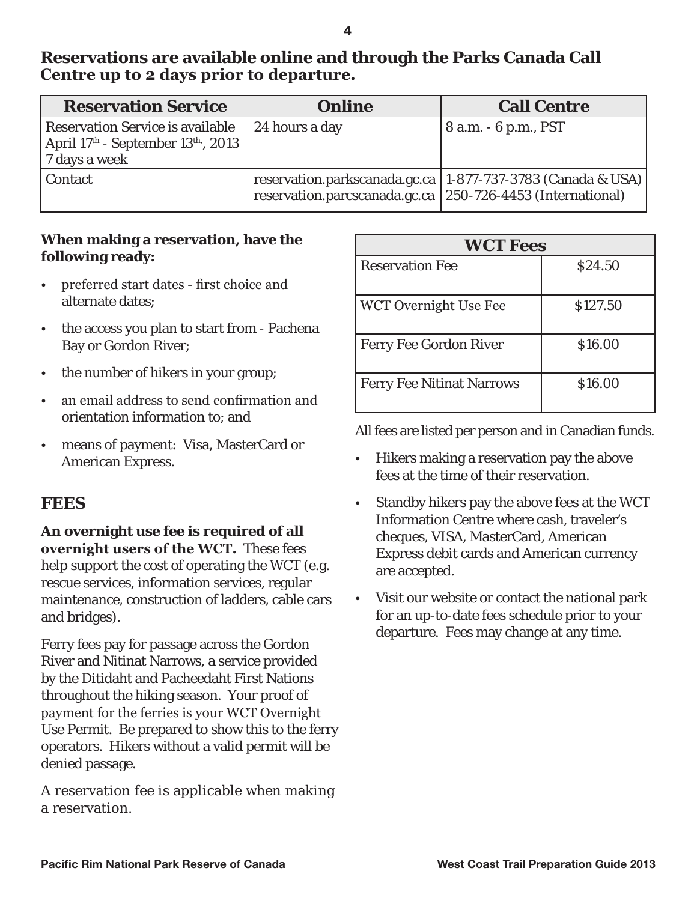**Reservations are available online and through the Parks Canada Call Centre up to 2 days prior to departure.**

| Reservation Service | Online | Call Centre |
|---|---|---|
| Reservation Service is available April 17th - September 13th, 2013 7 days a week | 24 hours a day | 8 a.m. - 6 p.m., PST |
| Contact | reservation.parkscanada.gc.ca reservation.parcscanada.gc.ca | 1-877-737-3783 (Canada & USA) 250-726-4453 (International) |

**When making a reservation, have the following ready:**

- preferred start dates - first choice and alternate dates;
- the access you plan to start from - Pachena Bay or Gordon River;
- the number of hikers in your group;
- an email address to send confirmation and orientation information to; and
- means of payment: Visa, MasterCard or American Express.

## FEES

**An overnight use fee is required of all overnight users of the WCT.** These fees help support the cost of operating the WCT (e.g. rescue services, information services, regular maintenance, construction of ladders, cable cars and bridges).

Ferry fees pay for passage across the Gordon River and Nitinat Narrows, a service provided by the Ditidaht and Pacheedaht First Nations throughout the hiking season. Your proof of payment for the ferries is your WCT Overnight Use Permit. Be prepared to show this to the ferry operators. Hikers without a valid permit will be denied passage.

A reservation fee is applicable when making a reservation.

| WCT Fees | |
|---|---|
| Reservation Fee | $24.50 |
| WCT Overnight Use Fee | $127.50 |
| Ferry Fee Gordon River | $16.00 |
| Ferry Fee Nitinat Narrows | $16.00 |

All fees are listed per person and in Canadian funds.

- Hikers making a reservation pay the above fees at the time of their reservation.
- Standby hikers pay the above fees at the WCT Information Centre where cash, traveler's cheques, VISA, MasterCard, American Express debit cards and American currency are accepted.
- Visit our website or contact the national park for an up-to-date fees schedule prior to your departure. Fees may change at any time.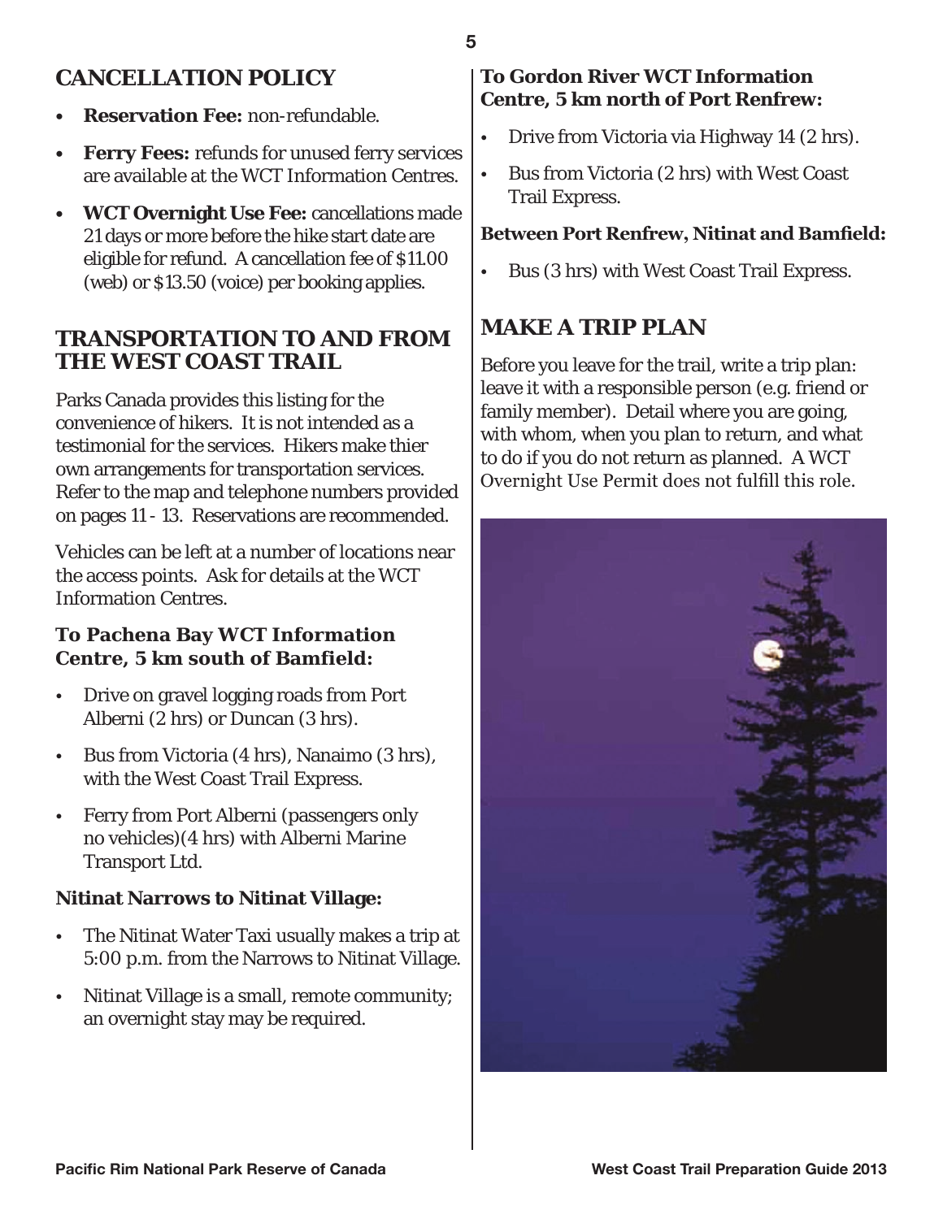## CANCELLATION POLICY

- **Reservation Fee:** non-refundable.
- **Ferry Fees:** refunds for unused ferry services are available at the WCT Information Centres.
- **WCT Overnight Use Fee:** cancellations made 21 days or more before the hike start date are eligible for refund. A cancellation fee of $11.00 (web) or $13.50 (voice) per booking applies.

## TRANSPORTATION TO AND FROM THE WEST COAST TRAIL

Parks Canada provides this listing for the convenience of hikers. It is not intended as a testimonial for the services. Hikers make thier own arrangements for transportation services. Refer to the map and telephone numbers provided on pages 11 - 13. Reservations are recommended.

Vehicles can be left at a number of locations near the access points. Ask for details at the WCT Information Centres.

### To Pachena Bay WCT Information Centre, 5 km south of Bamfield:

- Drive on gravel logging roads from Port Alberni (2 hrs) or Duncan (3 hrs).
- Bus from Victoria (4 hrs), Nanaimo (3 hrs), with the West Coast Trail Express.
- Ferry from Port Alberni (passengers only no vehicles)(4 hrs) with Alberni Marine Transport Ltd.

### Nitinat Narrows to Nitinat Village:

- The Nitinat Water Taxi usually makes a trip at 5:00 p.m. from the Narrows to Nitinat Village.
- Nitinat Village is a small, remote community; an overnight stay may be required.

### To Gordon River WCT Information Centre, 5 km north of Port Renfrew:

- Drive from Victoria via Highway 14 (2 hrs).
- Bus from Victoria (2 hrs) with West Coast Trail Express.

### Between Port Renfrew, Nitinat and Bamfield:

- Bus (3 hrs) with West Coast Trail Express.

## MAKE A TRIP PLAN

Before you leave for the trail, write a trip plan: leave it with a responsible person (e.g. friend or family member). Detail where you are going, with whom, when you plan to return, and what to do if you do not return as planned. A WCT Overnight Use Permit does not fulfill this role.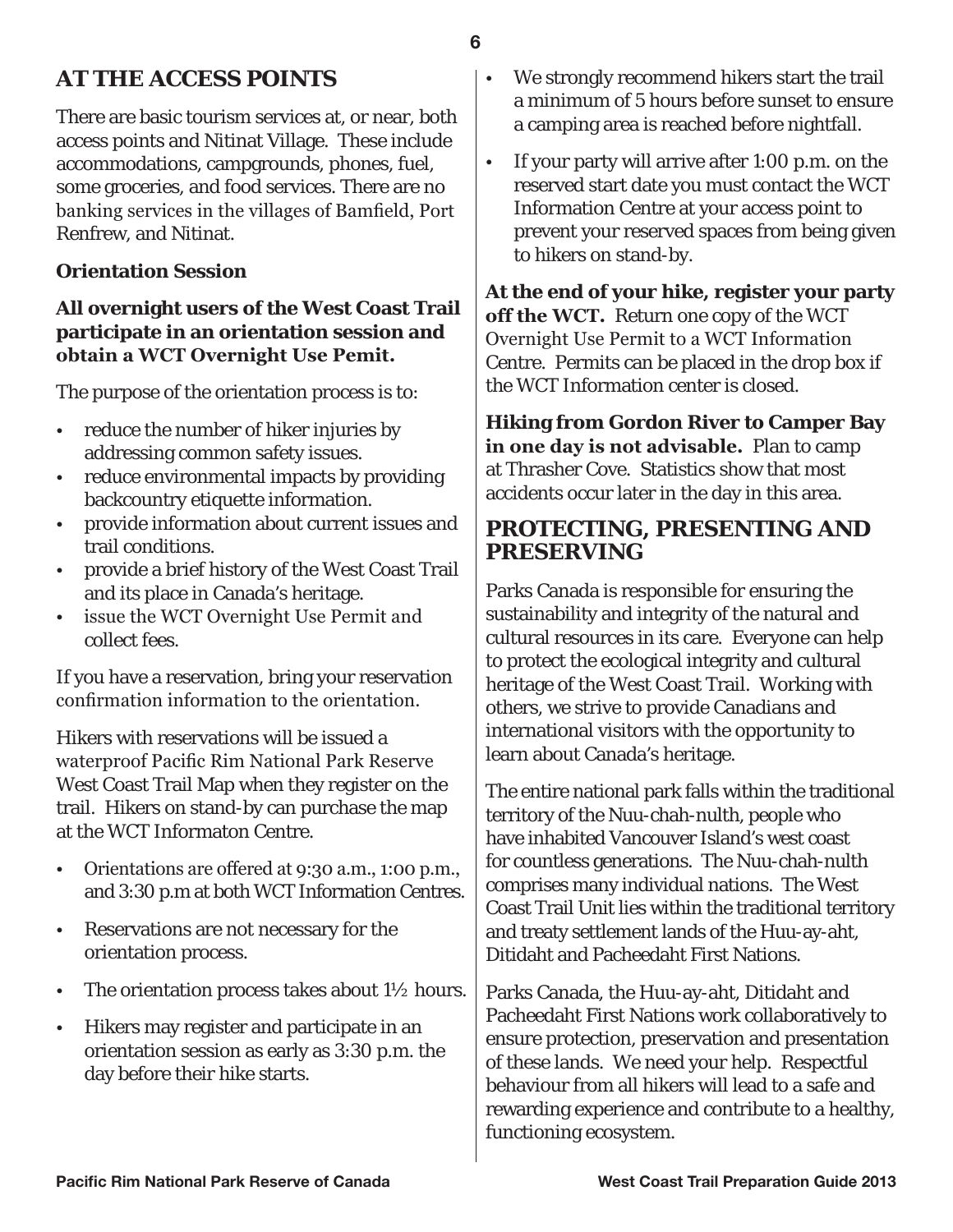## AT THE ACCESS POINTS

There are basic tourism services at, or near, both access points and Nitinat Village. These include accommodations, campgrounds, phones, fuel, some groceries, and food services. There are no banking services in the villages of Bamfield, Port Renfrew, and Nitinat.

### Orientation Session

**All overnight users of the West Coast Trail participate in an orientation session and obtain a WCT Overnight Use Pemit.**

The purpose of the orientation process is to:

- reduce the number of hiker injuries by addressing common safety issues.
- reduce environmental impacts by providing backcountry etiquette information.
- provide information about current issues and trail conditions.
- provide a brief history of the West Coast Trail and its place in Canada's heritage.
- issue the WCT Overnight Use Permit and collect fees.

If you have a reservation, bring your reservation confirmation information to the orientation.

Hikers with reservations will be issued a waterproof Pacific Rim National Park Reserve West Coast Trail Map when they register on the trail. Hikers on stand-by can purchase the map at the WCT Informaton Centre.

- Orientations are offered at 9:30 a.m., 1:00 p.m., and 3:30 p.m at both WCT Information Centres.
- Reservations are not necessary for the orientation process.
- The orientation process takes about 1½ hours.
- Hikers may register and participate in an orientation session as early as 3:30 p.m. the day before their hike starts.
- We strongly recommend hikers start the trail a minimum of 5 hours before sunset to ensure a camping area is reached before nightfall.
- If your party will arrive after 1:00 p.m. on the reserved start date you must contact the WCT Information Centre at your access point to prevent your reserved spaces from being given to hikers on stand-by.

**At the end of your hike, register your party off the WCT.** Return one copy of the WCT Overnight Use Permit to a WCT Information Centre. Permits can be placed in the drop box if the WCT Information center is closed.

**Hiking from Gordon River to Camper Bay in one day is not advisable.** Plan to camp at Thrasher Cove. Statistics show that most accidents occur later in the day in this area.

## PROTECTING, PRESENTING AND PRESERVING

Parks Canada is responsible for ensuring the sustainability and integrity of the natural and cultural resources in its care. Everyone can help to protect the ecological integrity and cultural heritage of the West Coast Trail. Working with others, we strive to provide Canadians and international visitors with the opportunity to learn about Canada's heritage.

The entire national park falls within the traditional territory of the Nuu-chah-nulth, people who have inhabited Vancouver Island's west coast for countless generations. The Nuu-chah-nulth comprises many individual nations. The West Coast Trail Unit lies within the traditional territory and treaty settlement lands of the Huu-ay-aht, Ditidaht and Pacheedaht First Nations.

Parks Canada, the Huu-ay-aht, Ditidaht and Pacheedaht First Nations work collaboratively to ensure protection, preservation and presentation of these lands. We need your help. Respectful behaviour from all hikers will lead to a safe and rewarding experience and contribute to a healthy, functioning ecosystem.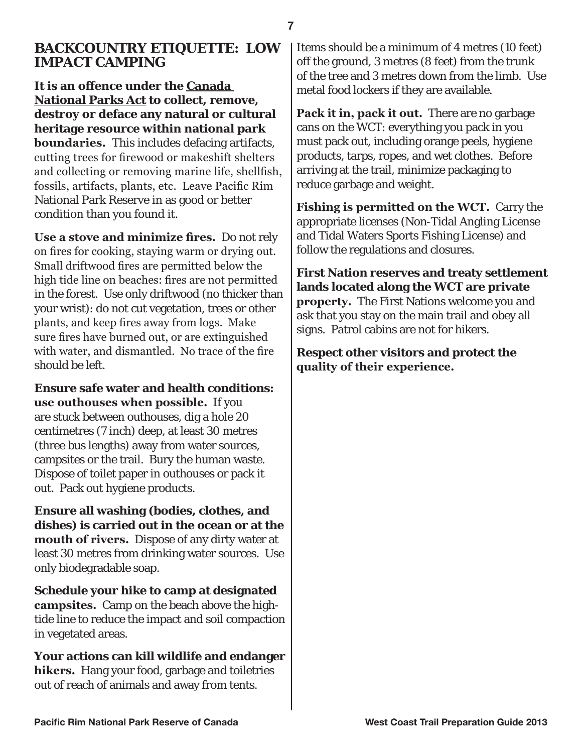## BACKCOUNTRY ETIQUETTE: LOW IMPACT CAMPING

**It is an offence under the Canada National Parks Act to collect, remove, destroy or deface any natural or cultural heritage resource within national park boundaries.** This includes defacing artifacts, cutting trees for firewood or makeshift shelters and collecting or removing marine life, shellfish, fossils, artifacts, plants, etc. Leave Pacific Rim National Park Reserve in as good or better condition than you found it.

**Use a stove and minimize fires.** Do not rely on fires for cooking, staying warm or drying out. Small driftwood fires are permitted below the high tide line on beaches: fires are not permitted in the forest. Use only driftwood (no thicker than your wrist): do not cut vegetation, trees or other plants, and keep fires away from logs. Make sure fires have burned out, or are extinguished with water, and dismantled. No trace of the fire should be left.

**Ensure safe water and health conditions: use outhouses when possible.** If you are stuck between outhouses, dig a hole 20 centimetres (7 inch) deep, at least 30 metres (three bus lengths) away from water sources, campsites or the trail. Bury the human waste. Dispose of toilet paper in outhouses or pack it out. Pack out hygiene products.

**Ensure all washing (bodies, clothes, and dishes) is carried out in the ocean or at the mouth of rivers.** Dispose of any dirty water at least 30 metres from drinking water sources. Use only biodegradable soap.

**Schedule your hike to camp at designated campsites.** Camp on the beach above the high-tide line to reduce the impact and soil compaction in vegetated areas.

**Your actions can kill wildlife and endanger hikers.** Hang your food, garbage and toiletries out of reach of animals and away from tents. Items should be a minimum of 4 metres (10 feet) off the ground, 3 metres (8 feet) from the trunk of the tree and 3 metres down from the limb. Use metal food lockers if they are available.

**Pack it in, pack it out.** There are no garbage cans on the WCT: everything you pack in you must pack out, including orange peels, hygiene products, tarps, ropes, and wet clothes. Before arriving at the trail, minimize packaging to reduce garbage and weight.

**Fishing is permitted on the WCT.** Carry the appropriate licenses (Non-Tidal Angling License and Tidal Waters Sports Fishing License) and follow the regulations and closures.

**First Nation reserves and treaty settlement lands located along the WCT are private property.** The First Nations welcome you and ask that you stay on the main trail and obey all signs. Patrol cabins are not for hikers.

**Respect other visitors and protect the quality of their experience.**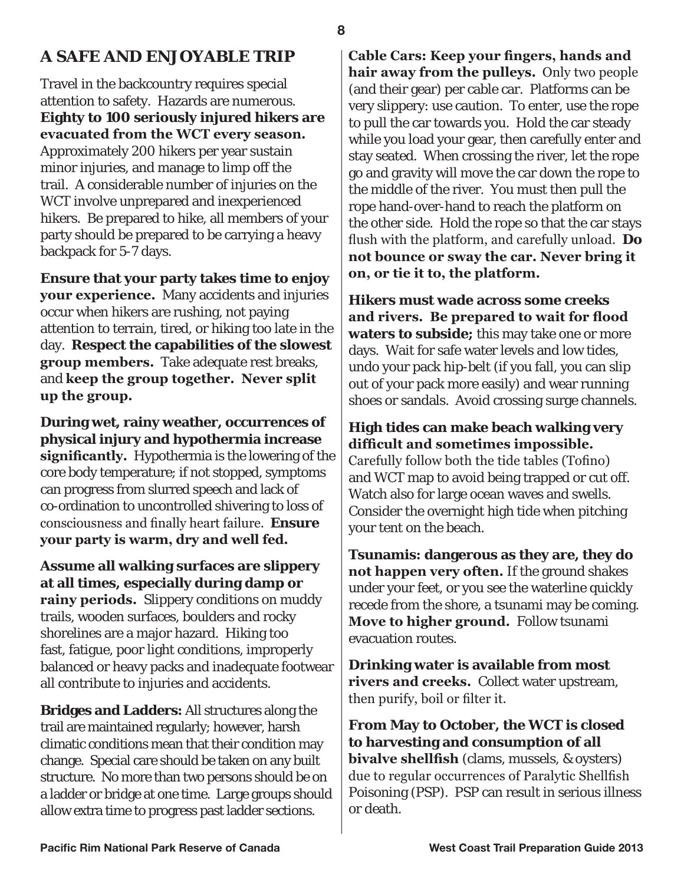## A SAFE AND ENJOYABLE TRIP

Travel in the backcountry requires special attention to safety. Hazards are numerous. **Eighty to 100 seriously injured hikers are evacuated from the WCT every season.** Approximately 200 hikers per year sustain minor injuries, and manage to limp off the trail. A considerable number of injuries on the WCT involve unprepared and inexperienced hikers. Be prepared to hike, all members of your party should be prepared to be carrying a heavy backpack for 5-7 days.

**Ensure that your party takes time to enjoy your experience.** Many accidents and injuries occur when hikers are rushing, not paying attention to terrain, tired, or hiking too late in the day. **Respect the capabilities of the slowest group members.** Take adequate rest breaks, and **keep the group together. Never split up the group.**

**During wet, rainy weather, occurrences of physical injury and hypothermia increase significantly.** Hypothermia is the lowering of the core body temperature; if not stopped, symptoms can progress from slurred speech and lack of co-ordination to uncontrolled shivering to loss of consciousness and finally heart failure. **Ensure your party is warm, dry and well fed.**

**Assume all walking surfaces are slippery at all times, especially during damp or rainy periods.** Slippery conditions on muddy trails, wooden surfaces, boulders and rocky shorelines are a major hazard. Hiking too fast, fatigue, poor light conditions, improperly balanced or heavy packs and inadequate footwear all contribute to injuries and accidents.

**Bridges and Ladders:** All structures along the trail are maintained regularly; however, harsh climatic conditions mean that their condition may change. Special care should be taken on any built structure. No more than two persons should be on a ladder or bridge at one time. Large groups should allow extra time to progress past ladder sections.

**Cable Cars: Keep your fingers, hands and hair away from the pulleys.** Only two people (and their gear) per cable car. Platforms can be very slippery: use caution. To enter, use the rope to pull the car towards you. Hold the car steady while you load your gear, then carefully enter and stay seated. When crossing the river, let the rope go and gravity will move the car down the rope to the middle of the river. You must then pull the rope hand-over-hand to reach the platform on the other side. Hold the rope so that the car stays flush with the platform, and carefully unload. **Do not bounce or sway the car. Never bring it on, or tie it to, the platform.**

**Hikers must wade across some creeks and rivers. Be prepared to wait for flood waters to subside;** this may take one or more days. Wait for safe water levels and low tides, undo your pack hip-belt (if you fall, you can slip out of your pack more easily) and wear running shoes or sandals. Avoid crossing surge channels.

**High tides can make beach walking very difficult and sometimes impossible.** Carefully follow both the tide tables (Tofino) and WCT map to avoid being trapped or cut off. Watch also for large ocean waves and swells. Consider the overnight high tide when pitching your tent on the beach.

**Tsunamis: dangerous as they are, they do not happen very often.** If the ground shakes under your feet, or you see the waterline quickly recede from the shore, a tsunami may be coming. **Move to higher ground.** Follow tsunami evacuation routes.

**Drinking water is available from most rivers and creeks.** Collect water upstream, then purify, boil or filter it.

**From May to October, the WCT is closed to harvesting and consumption of all bivalve shellfish** (clams, mussels, & oysters) due to regular occurrences of Paralytic Shellfish Poisoning (PSP). PSP can result in serious illness or death.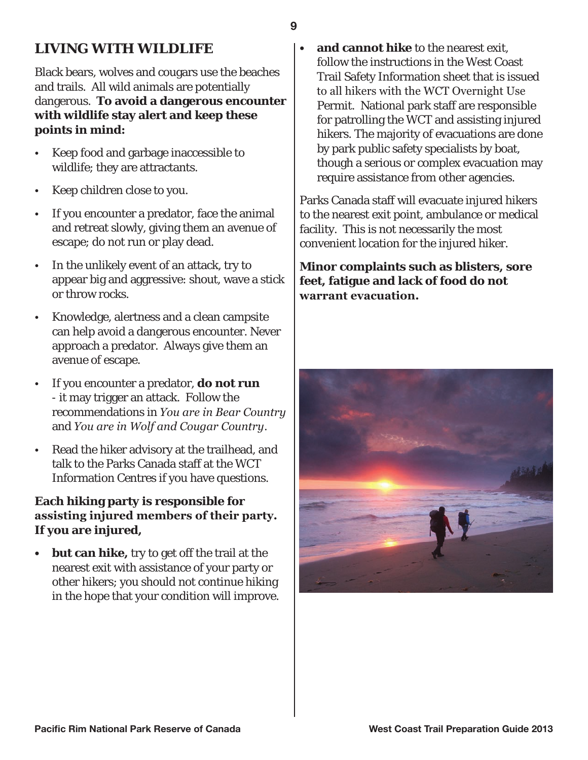## LIVING WITH WILDLIFE

Black bears, wolves and cougars use the beaches and trails. All wild animals are potentially dangerous. **To avoid a dangerous encounter with wildlife stay alert and keep these points in mind:**

- Keep food and garbage inaccessible to wildlife; they are attractants.
- Keep children close to you.
- If you encounter a predator, face the animal and retreat slowly, giving them an avenue of escape; do not run or play dead.
- In the unlikely event of an attack, try to appear big and aggressive: shout, wave a stick or throw rocks.
- Knowledge, alertness and a clean campsite can help avoid a dangerous encounter. Never approach a predator. Always give them an avenue of escape.
- If you encounter a predator, **do not run** - it may trigger an attack. Follow the recommendations in *You are in Bear Country* and *You are in Wolf and Cougar Country*.
- Read the hiker advisory at the trailhead, and talk to the Parks Canada staff at the WCT Information Centres if you have questions.

**Each hiking party is responsible for assisting injured members of their party. If you are injured,**

- **but can hike,** try to get off the trail at the nearest exit with assistance of your party or other hikers; you should not continue hiking in the hope that your condition will improve.
- **and cannot hike** to the nearest exit, follow the instructions in the West Coast Trail Safety Information sheet that is issued to all hikers with the WCT Overnight Use Permit. National park staff are responsible for patrolling the WCT and assisting injured hikers. The majority of evacuations are done by park public safety specialists by boat, though a serious or complex evacuation may require assistance from other agencies.

Parks Canada staff will evacuate injured hikers to the nearest exit point, ambulance or medical facility. This is not necessarily the most convenient location for the injured hiker.

**Minor complaints such as blisters, sore feet, fatigue and lack of food do not warrant evacuation.**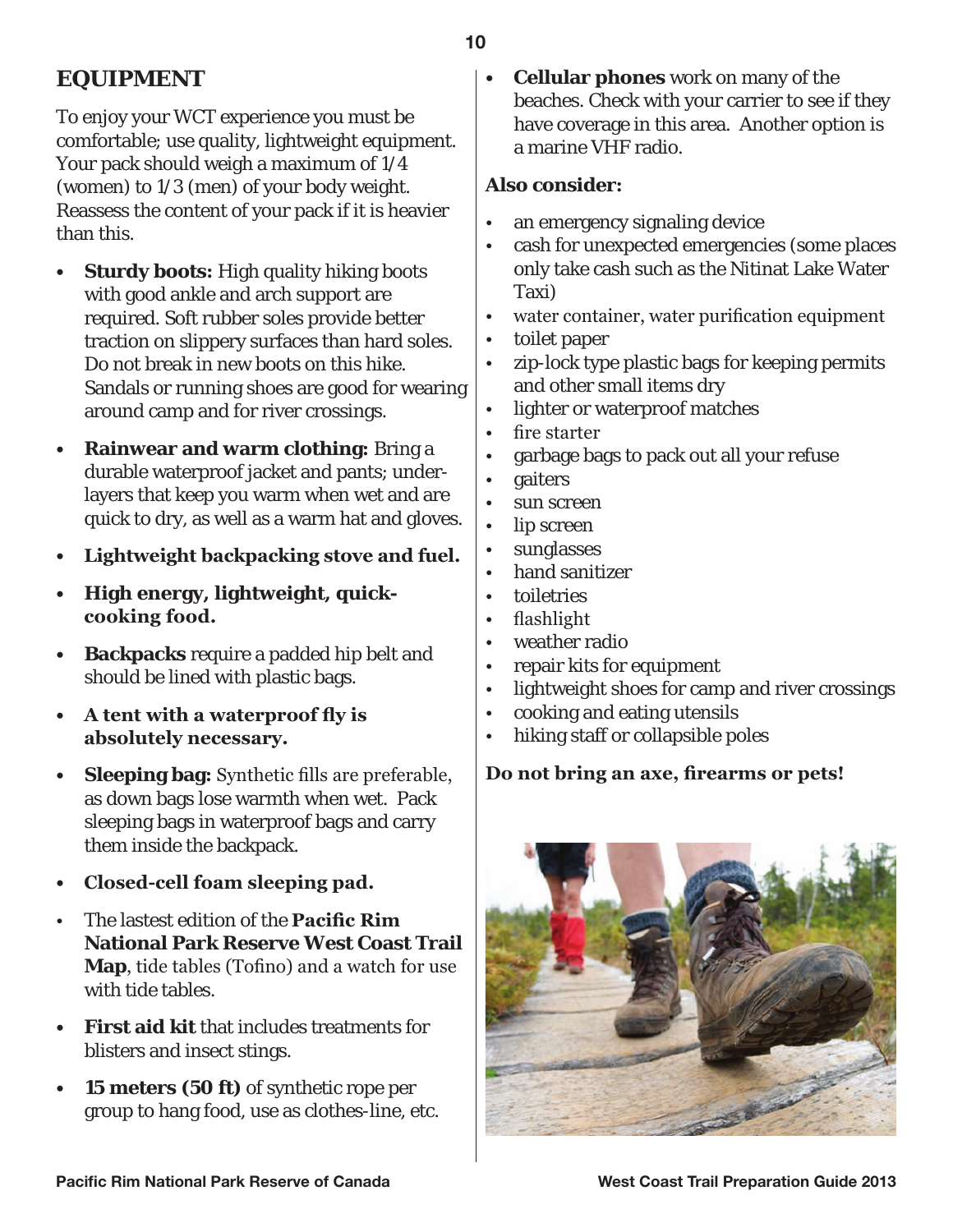## EQUIPMENT

To enjoy your WCT experience you must be comfortable; use quality, lightweight equipment. Your pack should weigh a maximum of 1/4 (women) to 1/3 (men) of your body weight. Reassess the content of your pack if it is heavier than this.

- **Sturdy boots:** High quality hiking boots with good ankle and arch support are required. Soft rubber soles provide better traction on slippery surfaces than hard soles. Do not break in new boots on this hike. Sandals or running shoes are good for wearing around camp and for river crossings.
- **Rainwear and warm clothing:** Bring a durable waterproof jacket and pants; under-layers that keep you warm when wet and are quick to dry, as well as a warm hat and gloves.
- **Lightweight backpacking stove and fuel.**
- **High energy, lightweight, quick-cooking food.**
- **Backpacks** require a padded hip belt and should be lined with plastic bags.
- **A tent with a waterproof fly is absolutely necessary.**
- **Sleeping bag:** Synthetic fills are preferable, as down bags lose warmth when wet. Pack sleeping bags in waterproof bags and carry them inside the backpack.
- **Closed-cell foam sleeping pad.**
- The lastest edition of the **Pacific Rim National Park Reserve West Coast Trail Map**, tide tables (Tofino) and a watch for use with tide tables.
- **First aid kit** that includes treatments for blisters and insect stings.
- **15 meters (50 ft)** of synthetic rope per group to hang food, use as clothes-line, etc.
- **Cellular phones** work on many of the beaches. Check with your carrier to see if they have coverage in this area. Another option is a marine VHF radio.

**Also consider:**

- an emergency signaling device
- cash for unexpected emergencies (some places only take cash such as the Nitinat Lake Water Taxi)
- water container, water purification equipment
- toilet paper
- zip-lock type plastic bags for keeping permits and other small items dry
- lighter or waterproof matches
- fire starter
- garbage bags to pack out all your refuse
- gaiters
- sun screen
- lip screen
- sunglasses
- hand sanitizer
- toiletries
- flashlight
- weather radio
- repair kits for equipment
- lightweight shoes for camp and river crossings
- cooking and eating utensils
- hiking staff or collapsible poles

**Do not bring an axe, firearms or pets!**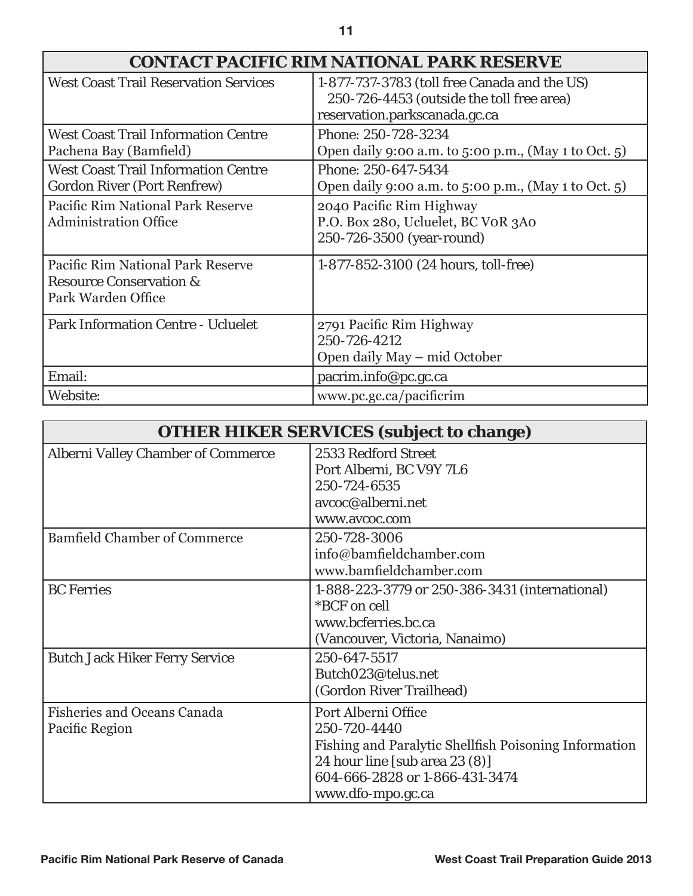| CONTACT PACIFIC RIM NATIONAL PARK RESERVE | |
|---|---|
| West Coast Trail Reservation Services | 1-877-737-3783 (toll free Canada and the US)<br>250-726-4453 (outside the toll free area)<br>reservation.parkscanada.gc.ca |
| West Coast Trail Information Centre<br>Pachena Bay (Bamfield) | Phone: 250-728-3234<br>Open daily 9:00 a.m. to 5:00 p.m., (May 1 to Oct. 5) |
| West Coast Trail Information Centre<br>Gordon River (Port Renfrew) | Phone: 250-647-5434<br>Open daily 9:00 a.m. to 5:00 p.m., (May 1 to Oct. 5) |
| Pacific Rim National Park Reserve<br>Administration Office | 2040 Pacific Rim Highway<br>P.O. Box 280, Ucluelet, BC V0R 3A0<br>250-726-3500 (year-round) |
| Pacific Rim National Park Reserve<br>Resource Conservation &<br>Park Warden Office | 1-877-852-3100 (24 hours, toll-free) |
| Park Information Centre - Ucluelet | 2791 Pacific Rim Highway<br>250-726-4212<br>Open daily May – mid October |
| Email: | pacrim.info@pc.gc.ca |
| Website: | www.pc.gc.ca/pacificrim |

| OTHER HIKER SERVICES (subject to change) | |
|---|---|
| Alberni Valley Chamber of Commerce | 2533 Redford Street<br>Port Alberni, BC V9Y 7L6<br>250-724-6535<br>avcoc@alberni.net<br>www.avcoc.com |
| Bamfield Chamber of Commerce | 250-728-3006<br>info@bamfieldchamber.com<br>www.bamfieldchamber.com |
| BC Ferries | 1-888-223-3779 or 250-386-3431 (international)<br>*BCF on cell<br>www.bcferries.bc.ca<br>(Vancouver, Victoria, Nanaimo) |
| Butch Jack Hiker Ferry Service | 250-647-5517<br>Butch023@telus.net<br>(Gordon River Trailhead) |
| Fisheries and Oceans Canada<br>Pacific Region | Port Alberni Office<br>250-720-4440<br>Fishing and Paralytic Shellfish Poisoning Information<br>24 hour line [sub area 23 (8)]<br>604-666-2828 or 1-866-431-3474<br>www.dfo-mpo.gc.ca |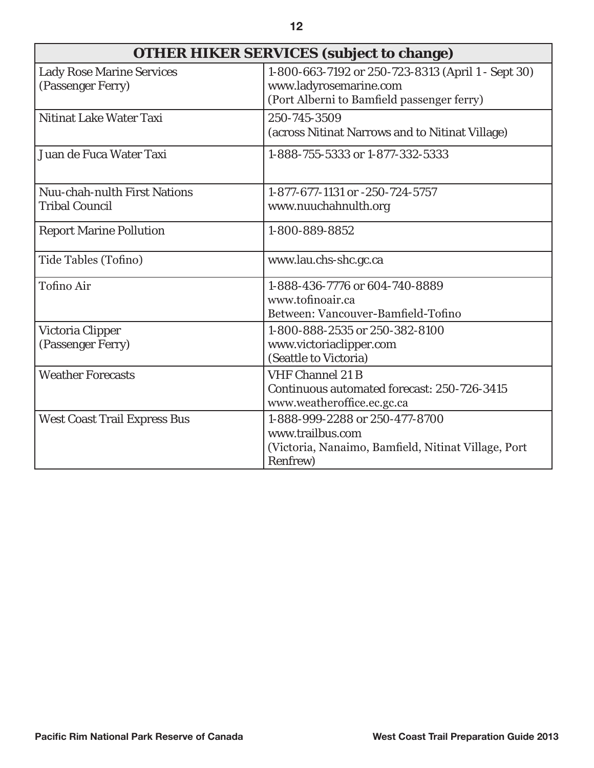| OTHER HIKER SERVICES (subject to change) | |
|---|---|
| Lady Rose Marine Services (Passenger Ferry) | 1-800-663-7192 or 250-723-8313 (April 1 - Sept 30) www.ladyrosemarine.com (Port Alberni to Bamfield passenger ferry) |
| Nitinat Lake Water Taxi | 250-745-3509 (across Nitinat Narrows and to Nitinat Village) |
| Juan de Fuca Water Taxi | 1-888-755-5333 or 1-877-332-5333 |
| Nuu-chah-nulth First Nations Tribal Council | 1-877-677-1131 or -250-724-5757 www.nuuchahnulth.org |
| Report Marine Pollution | 1-800-889-8852 |
| Tide Tables (Tofino) | www.lau.chs-shc.gc.ca |
| Tofino Air | 1-888-436-7776 or 604-740-8889 www.tofinoair.ca Between: Vancouver-Bamfield-Tofino |
| Victoria Clipper (Passenger Ferry) | 1-800-888-2535 or 250-382-8100 www.victoriaclipper.com (Seattle to Victoria) |
| Weather Forecasts | VHF Channel 21 B Continuous automated forecast: 250-726-3415 www.weatheroffice.ec.gc.ca |
| West Coast Trail Express Bus | 1-888-999-2288 or 250-477-8700 www.trailbus.com (Victoria, Nanaimo, Bamfield, Nitinat Village, Port Renfrew) |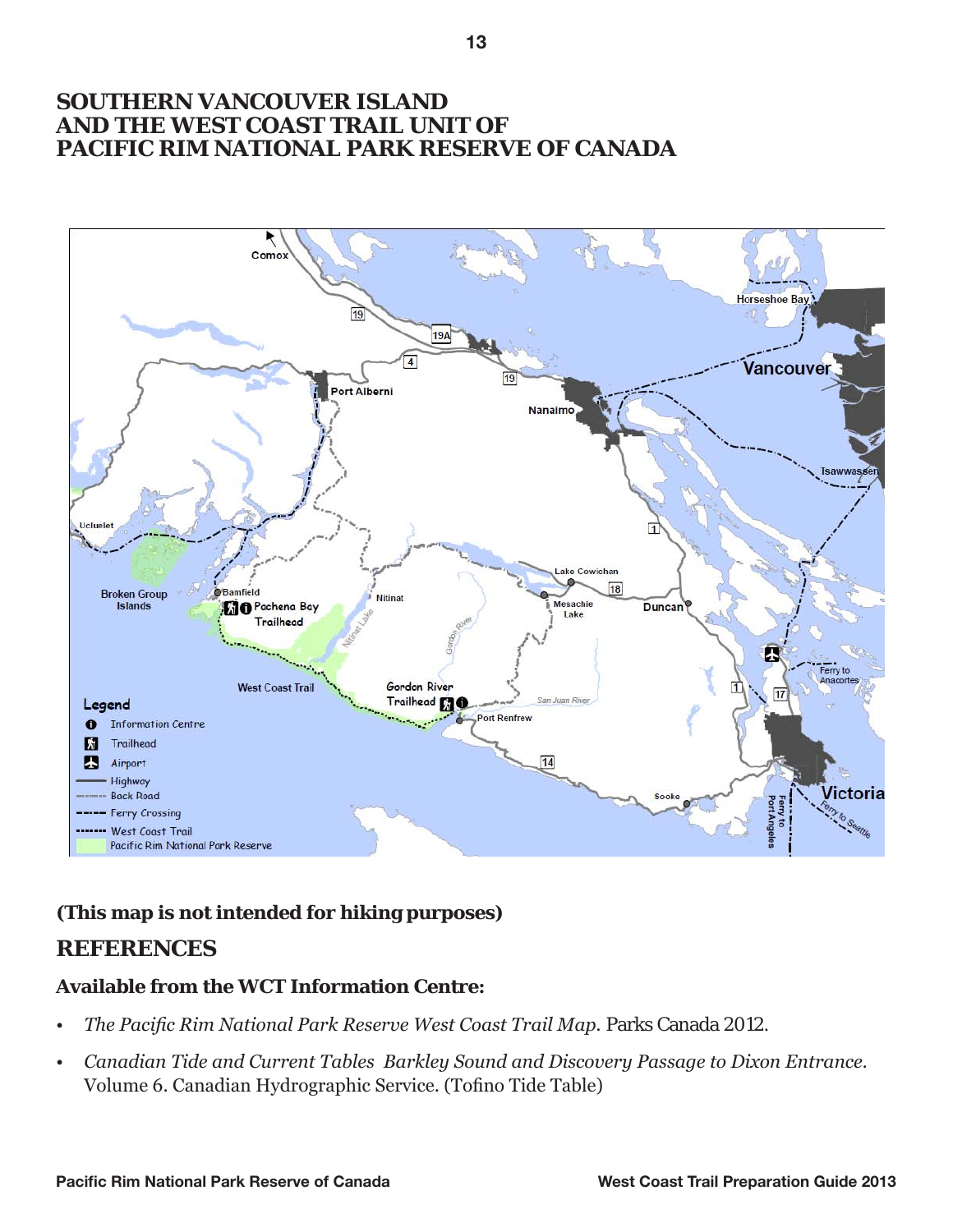# SOUTHERN VANCOUVER ISLAND AND THE WEST COAST TRAIL UNIT OF PACIFIC RIM NATIONAL PARK RESERVE OF CANADA

Comox
19
19A
4
19
Port Alberni
Nanaimo
Horseshoe Bay
Vancouver
Tsawwassen
Ucluelet
1
Lake Cowichan
18
Mesachie Lake
Duncan
Broken Group Islands
Bamfield
Pachena Bay Trailhead
Nitinat
Nitinat Lake
Gordon River
West Coast Trail
Gordon River Trailhead
San Juan River
Port Renfrew
Ferry to Anacortes
1
17
14
Sooke
Victoria
Ferry to Port Angeles
Ferry to Seattle

Legend
Information Centre
Trailhead
Airport
Highway
Back Road
Ferry Crossing
West Coast Trail
Pacific Rim National Park Reserve

**(This map is not intended for hiking purposes)**

## REFERENCES

### Available from the WCT Information Centre:

- *The Pacific Rim National Park Reserve West Coast Trail Map*. Parks Canada 2012.
- *Canadian Tide and Current Tables Barkley Sound and Discovery Passage to Dixon Entrance*. Volume 6. Canadian Hydrographic Service. (Tofino Tide Table)